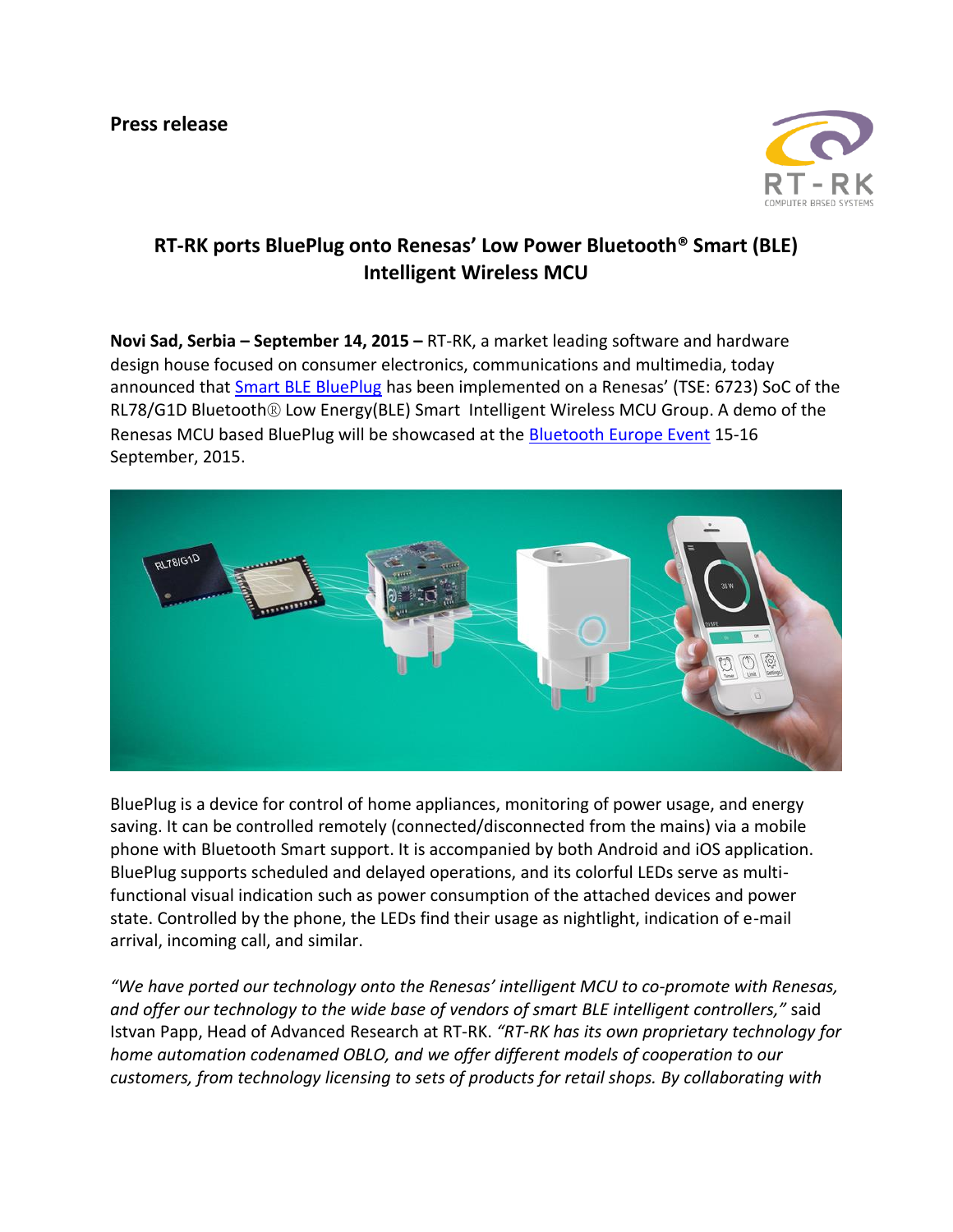**Press release**

# RT-RK ports BluePlug onto Renesas' Low Power Bluetooth® Smart (BLE) Intelligent Wireless MCU

**Novi Sad, Serbia – September 14, 2015 –** RT-RK, a market leading software and hardware design house focused on consumer electronics, communications and multimedia, today announced that Smart BLE BluePlug has been implemented on a Renesas' (TSE: 6723) SoC of the RL78/G1D Bluetooth® Low Energy(BLE) Smart Intelligent Wireless MCU Group. A demo of the Renesas MCU based BluePlug will be showcased at the Bluetooth Europe Event 15-16 September, 2015.

BluePlug is a device for control of home appliances, monitoring of power usage, and energy saving. It can be controlled remotely (connected/disconnected from the mains) via a mobile phone with Bluetooth Smart support. It is accompanied by both Android and iOS application. BluePlug supports scheduled and delayed operations, and its colorful LEDs serve as multi-functional visual indication such as power consumption of the attached devices and power state. Controlled by the phone, the LEDs find their usage as nightlight, indication of e-mail arrival, incoming call, and similar.

*"We have ported our technology onto the Renesas' intelligent MCU to co-promote with Renesas, and offer our technology to the wide base of vendors of smart BLE intelligent controllers,"* said Istvan Papp, Head of Advanced Research at RT-RK. *"RT-RK has its own proprietary technology for home automation codenamed OBLO, and we offer different models of cooperation to our customers, from technology licensing to sets of products for retail shops. By collaborating with*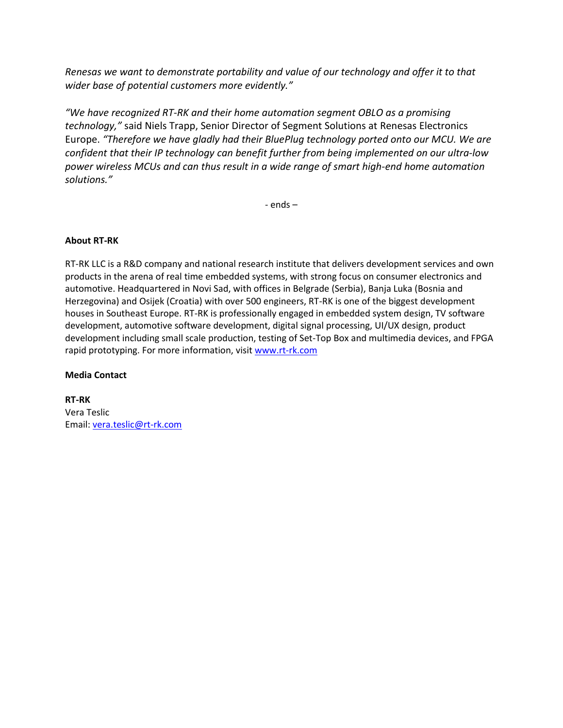*Renesas we want to demonstrate portability and value of our technology and offer it to that wider base of potential customers more evidently."*

*"We have recognized RT-RK and their home automation segment OBLO as a promising technology,"* said Niels Trapp, Senior Director of Segment Solutions at Renesas Electronics Europe. *"Therefore we have gladly had their BluePlug technology ported onto our MCU. We are confident that their IP technology can benefit further from being implemented on our ultra-low power wireless MCUs and can thus result in a wide range of smart high-end home automation solutions."*

- ends –

**About RT-RK**

RT-RK LLC is a R&D company and national research institute that delivers development services and own products in the arena of real time embedded systems, with strong focus on consumer electronics and automotive. Headquartered in Novi Sad, with offices in Belgrade (Serbia), Banja Luka (Bosnia and Herzegovina) and Osijek (Croatia) with over 500 engineers, RT-RK is one of the biggest development houses in Southeast Europe. RT-RK is professionally engaged in embedded system design, TV software development, automotive software development, digital signal processing, UI/UX design, product development including small scale production, testing of Set-Top Box and multimedia devices, and FPGA rapid prototyping. For more information, visit www.rt-rk.com

**Media Contact**

**RT-RK**
Vera Teslic
Email: vera.teslic@rt-rk.com